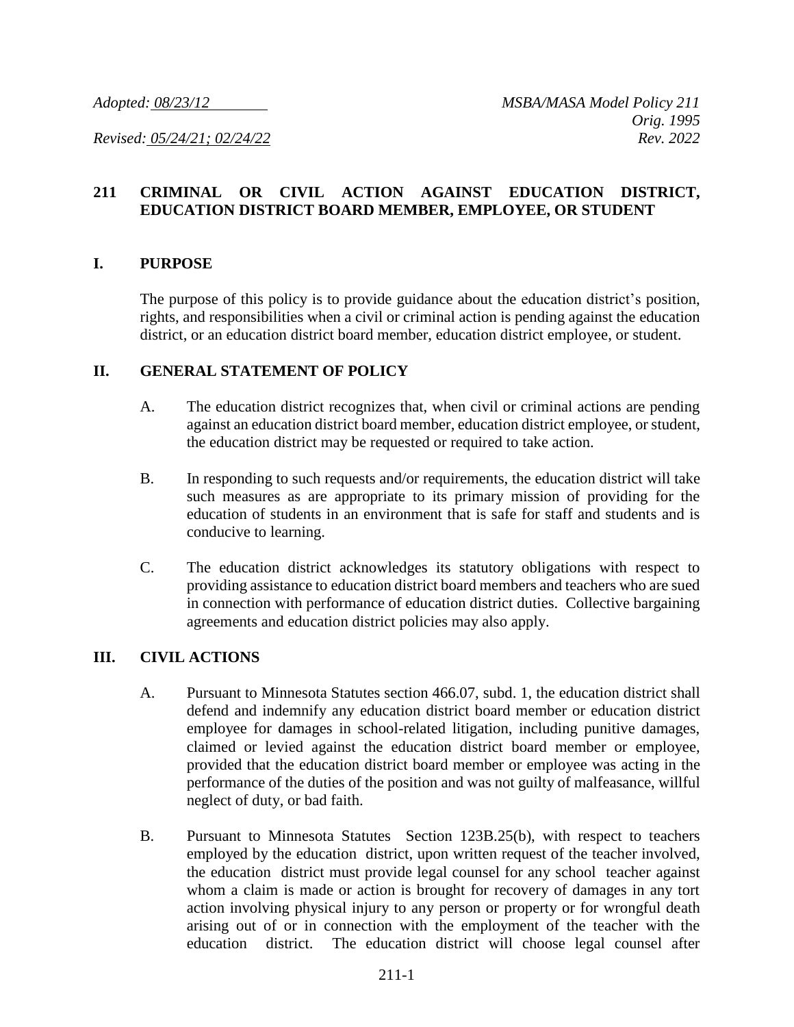*Adopted: 08/23/12* *MSBA/MASA Model Policy 211*
*Orig. 1995*
*Revised: 05/24/21; 02/24/22* *Rev. 2022*

## 211 CRIMINAL OR CIVIL ACTION AGAINST EDUCATION DISTRICT, EDUCATION DISTRICT BOARD MEMBER, EMPLOYEE, OR STUDENT

### I. PURPOSE

The purpose of this policy is to provide guidance about the education district's position, rights, and responsibilities when a civil or criminal action is pending against the education district, or an education district board member, education district employee, or student.

### II. GENERAL STATEMENT OF POLICY

A. The education district recognizes that, when civil or criminal actions are pending against an education district board member, education district employee, or student, the education district may be requested or required to take action.

B. In responding to such requests and/or requirements, the education district will take such measures as are appropriate to its primary mission of providing for the education of students in an environment that is safe for staff and students and is conducive to learning.

C. The education district acknowledges its statutory obligations with respect to providing assistance to education district board members and teachers who are sued in connection with performance of education district duties. Collective bargaining agreements and education district policies may also apply.

### III. CIVIL ACTIONS

A. Pursuant to Minnesota Statutes section 466.07, subd. 1, the education district shall defend and indemnify any education district board member or education district employee for damages in school-related litigation, including punitive damages, claimed or levied against the education district board member or employee, provided that the education district board member or employee was acting in the performance of the duties of the position and was not guilty of malfeasance, willful neglect of duty, or bad faith.

B. Pursuant to Minnesota Statutes Section 123B.25(b), with respect to teachers employed by the education district, upon written request of the teacher involved, the education district must provide legal counsel for any school teacher against whom a claim is made or action is brought for recovery of damages in any tort action involving physical injury to any person or property or for wrongful death arising out of or in connection with the employment of the teacher with the education district. The education district will choose legal counsel after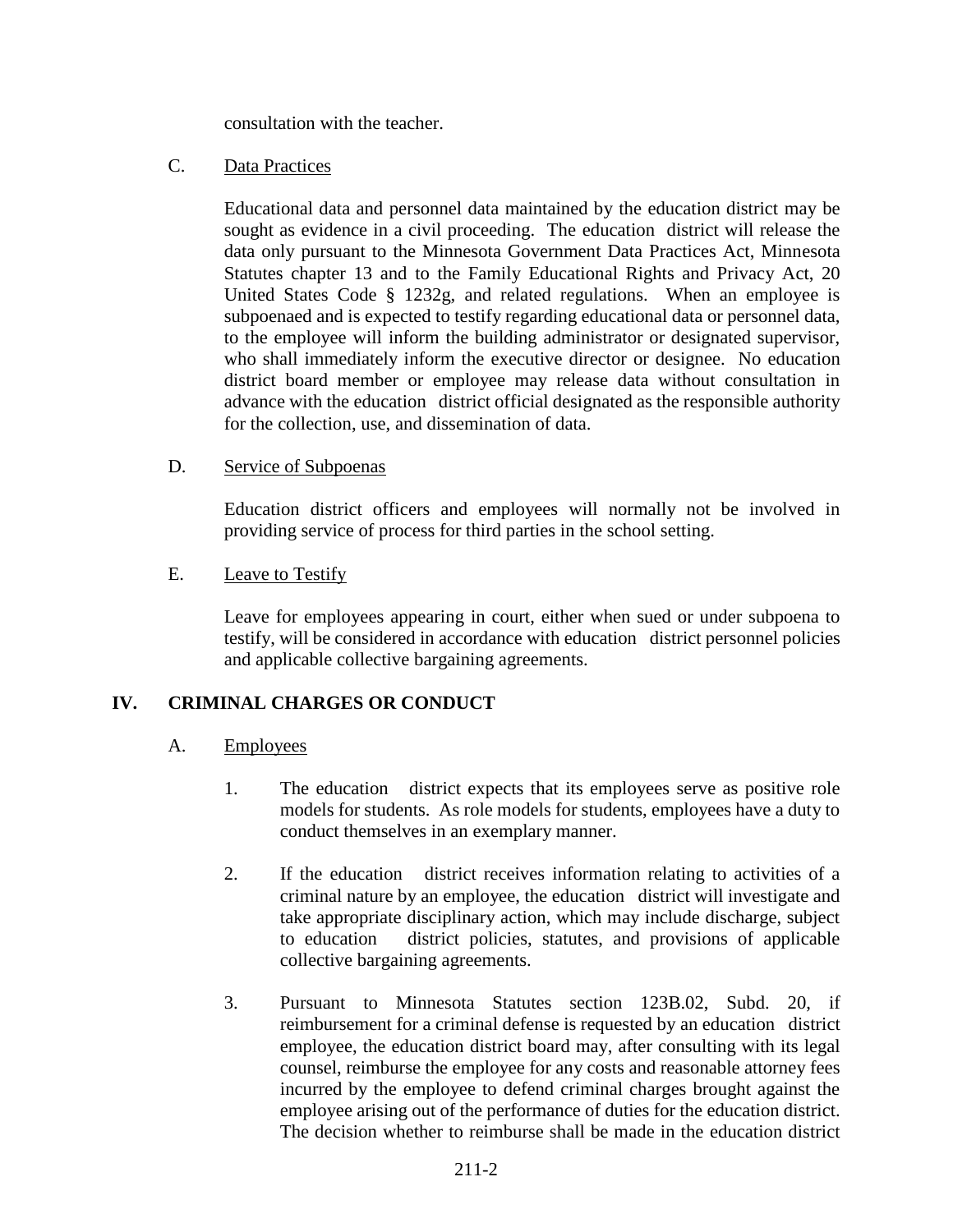consultation with the teacher.

C. Data Practices

Educational data and personnel data maintained by the education district may be sought as evidence in a civil proceeding. The education district will release the data only pursuant to the Minnesota Government Data Practices Act, Minnesota Statutes chapter 13 and to the Family Educational Rights and Privacy Act, 20 United States Code § 1232g, and related regulations. When an employee is subpoenaed and is expected to testify regarding educational data or personnel data, to the employee will inform the building administrator or designated supervisor, who shall immediately inform the executive director or designee. No education district board member or employee may release data without consultation in advance with the education district official designated as the responsible authority for the collection, use, and dissemination of data.

D. Service of Subpoenas

Education district officers and employees will normally not be involved in providing service of process for third parties in the school setting.

E. Leave to Testify

Leave for employees appearing in court, either when sued or under subpoena to testify, will be considered in accordance with education district personnel policies and applicable collective bargaining agreements.

## IV. CRIMINAL CHARGES OR CONDUCT

A. Employees

1. The education district expects that its employees serve as positive role models for students. As role models for students, employees have a duty to conduct themselves in an exemplary manner.

2. If the education district receives information relating to activities of a criminal nature by an employee, the education district will investigate and take appropriate disciplinary action, which may include discharge, subject to education district policies, statutes, and provisions of applicable collective bargaining agreements.

3. Pursuant to Minnesota Statutes section 123B.02, Subd. 20, if reimbursement for a criminal defense is requested by an education district employee, the education district board may, after consulting with its legal counsel, reimburse the employee for any costs and reasonable attorney fees incurred by the employee to defend criminal charges brought against the employee arising out of the performance of duties for the education district. The decision whether to reimburse shall be made in the education district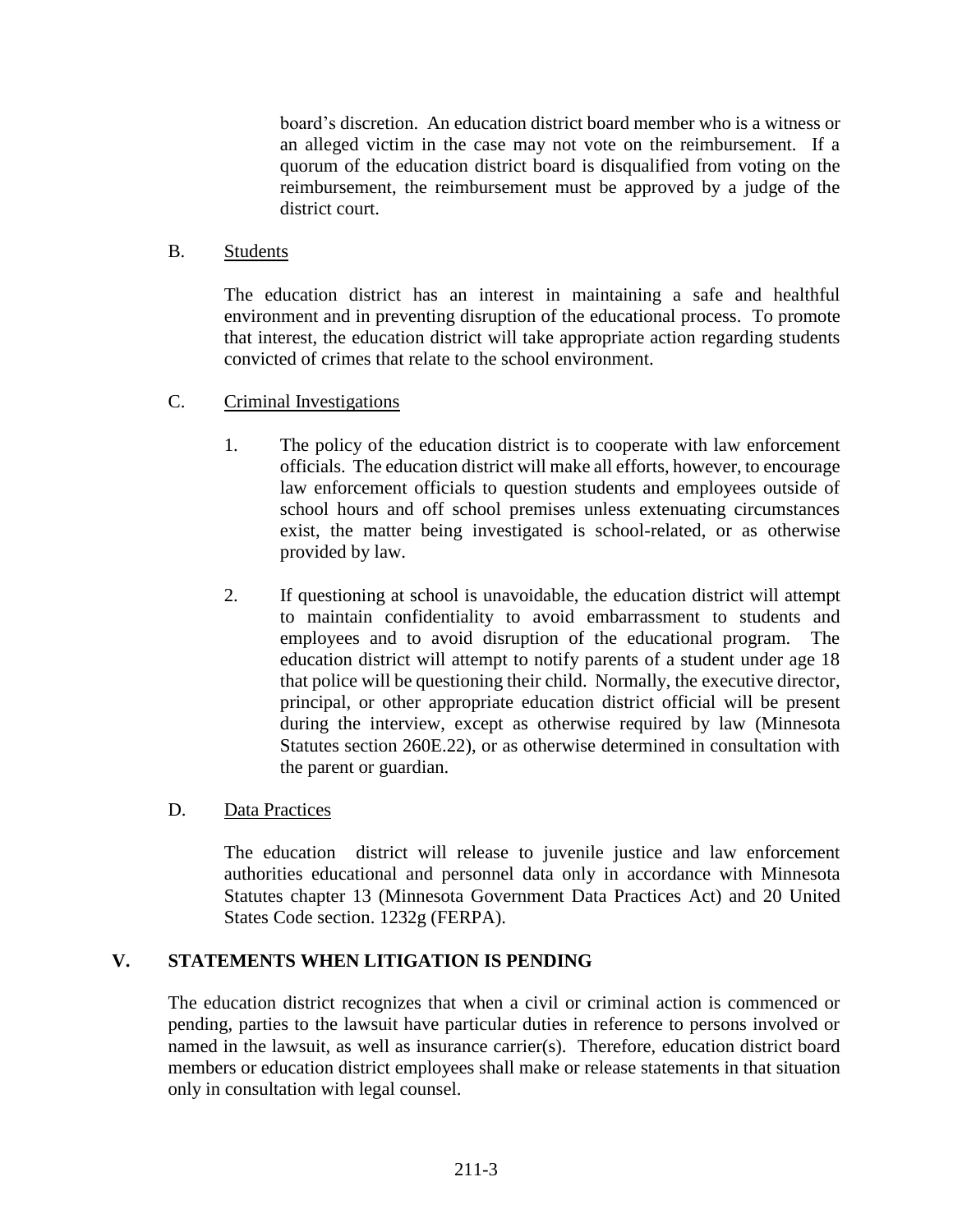board's discretion. An education district board member who is a witness or an alleged victim in the case may not vote on the reimbursement. If a quorum of the education district board is disqualified from voting on the reimbursement, the reimbursement must be approved by a judge of the district court.

B. Students

The education district has an interest in maintaining a safe and healthful environment and in preventing disruption of the educational process. To promote that interest, the education district will take appropriate action regarding students convicted of crimes that relate to the school environment.

C. Criminal Investigations

1. The policy of the education district is to cooperate with law enforcement officials. The education district will make all efforts, however, to encourage law enforcement officials to question students and employees outside of school hours and off school premises unless extenuating circumstances exist, the matter being investigated is school-related, or as otherwise provided by law.

2. If questioning at school is unavoidable, the education district will attempt to maintain confidentiality to avoid embarrassment to students and employees and to avoid disruption of the educational program. The education district will attempt to notify parents of a student under age 18 that police will be questioning their child. Normally, the executive director, principal, or other appropriate education district official will be present during the interview, except as otherwise required by law (Minnesota Statutes section 260E.22), or as otherwise determined in consultation with the parent or guardian.

D. Data Practices

The education district will release to juvenile justice and law enforcement authorities educational and personnel data only in accordance with Minnesota Statutes chapter 13 (Minnesota Government Data Practices Act) and 20 United States Code section. 1232g (FERPA).

## V. STATEMENTS WHEN LITIGATION IS PENDING

The education district recognizes that when a civil or criminal action is commenced or pending, parties to the lawsuit have particular duties in reference to persons involved or named in the lawsuit, as well as insurance carrier(s). Therefore, education district board members or education district employees shall make or release statements in that situation only in consultation with legal counsel.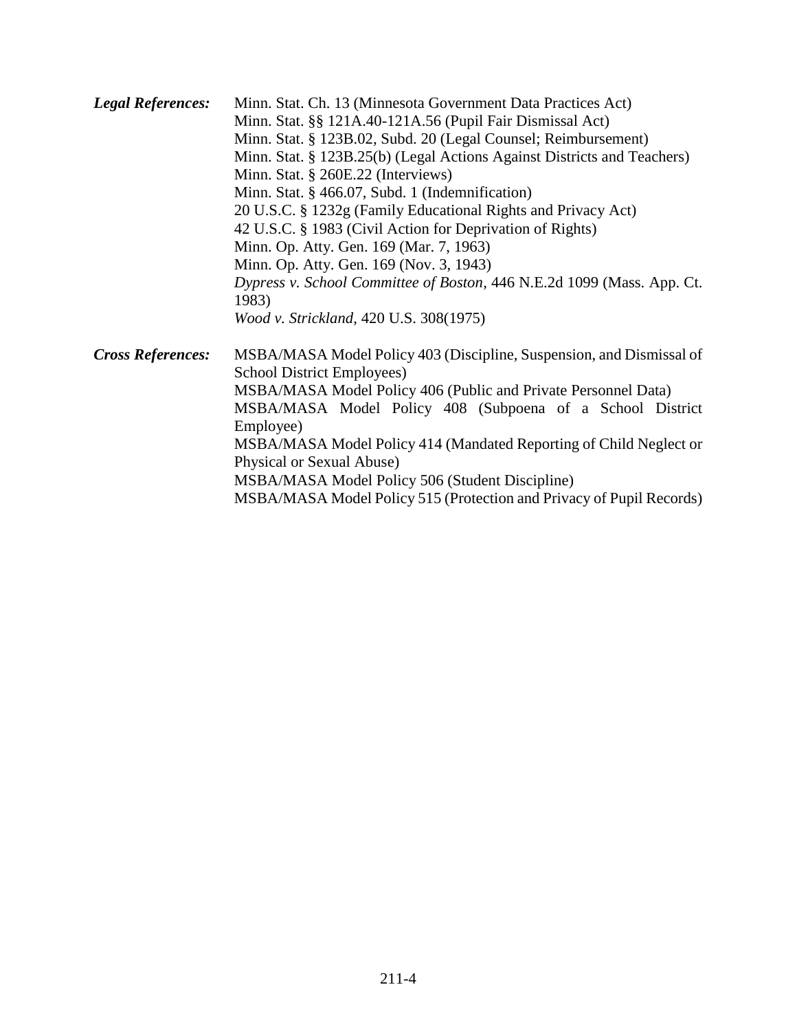***Legal References:***

Minn. Stat. Ch. 13 (Minnesota Government Data Practices Act)
Minn. Stat. §§ 121A.40-121A.56 (Pupil Fair Dismissal Act)
Minn. Stat. § 123B.02, Subd. 20 (Legal Counsel; Reimbursement)
Minn. Stat. § 123B.25(b) (Legal Actions Against Districts and Teachers)
Minn. Stat. § 260E.22 (Interviews)
Minn. Stat. § 466.07, Subd. 1 (Indemnification)
20 U.S.C. § 1232g (Family Educational Rights and Privacy Act)
42 U.S.C. § 1983 (Civil Action for Deprivation of Rights)
Minn. Op. Atty. Gen. 169 (Mar. 7, 1963)
Minn. Op. Atty. Gen. 169 (Nov. 3, 1943)
*Dypress v. School Committee of Boston*, 446 N.E.2d 1099 (Mass. App. Ct. 1983)
*Wood v. Strickland*, 420 U.S. 308(1975)

***Cross References:***

MSBA/MASA Model Policy 403 (Discipline, Suspension, and Dismissal of School District Employees)
MSBA/MASA Model Policy 406 (Public and Private Personnel Data)
MSBA/MASA Model Policy 408 (Subpoena of a School District Employee)
MSBA/MASA Model Policy 414 (Mandated Reporting of Child Neglect or Physical or Sexual Abuse)
MSBA/MASA Model Policy 506 (Student Discipline)
MSBA/MASA Model Policy 515 (Protection and Privacy of Pupil Records)